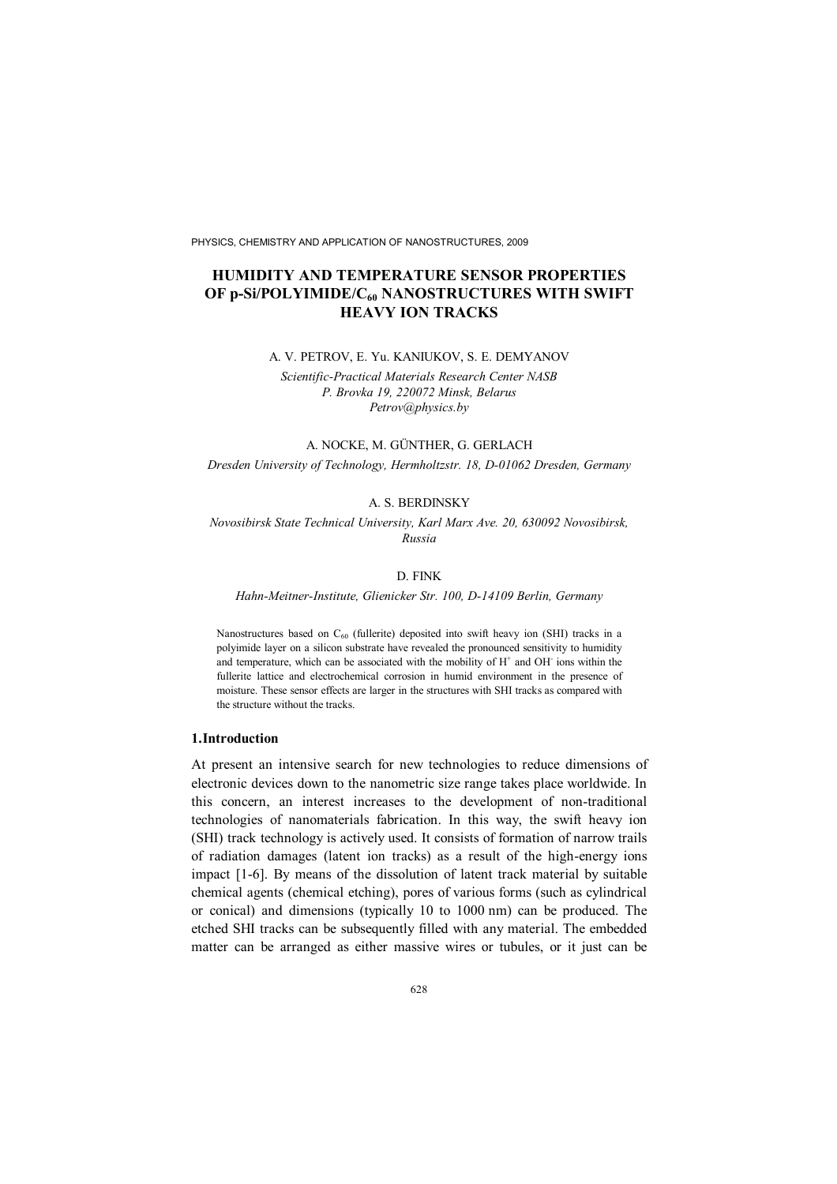# HUMIDITY AND TEMPERATURE SENSOR PROPERTIES OF p-Si/POLYIMIDE/$C_{60}$ NANOSTRUCTURES WITH SWIFT HEAVY ION TRACKS

A. V. PETROV, E. Yu. KANIUKOV, S. E. DEMYANOV

*Scientific-Practical Materials Research Center NASB*
*P. Brovka 19, 220072 Minsk, Belarus*
*Petrov@physics.by*

A. NOCKE, M. GÜNTHER, G. GERLACH

*Dresden University of Technology, Hermholtzstr. 18, D-01062 Dresden, Germany*

A. S. BERDINSKY

*Novosibirsk State Technical University, Karl Marx Ave. 20, 630092 Novosibirsk, Russia*

D. FINK

*Hahn-Meitner-Institute, Glienicker Str. 100, D-14109 Berlin, Germany*

Nanostructures based on $C_{60}$ (fullerite) deposited into swift heavy ion (SHI) tracks in a polyimide layer on a silicon substrate have revealed the pronounced sensitivity to humidity and temperature, which can be associated with the mobility of $H^+$ and $OH^-$ ions within the fullerite lattice and electrochemical corrosion in humid environment in the presence of moisture. These sensor effects are larger in the structures with SHI tracks as compared with the structure without the tracks.

## 1. Introduction

At present an intensive search for new technologies to reduce dimensions of electronic devices down to the nanometric size range takes place worldwide. In this concern, an interest increases to the development of non-traditional technologies of nanomaterials fabrication. In this way, the swift heavy ion (SHI) track technology is actively used. It consists of formation of narrow trails of radiation damages (latent ion tracks) as a result of the high-energy ions impact [1-6]. By means of the dissolution of latent track material by suitable chemical agents (chemical etching), pores of various forms (such as cylindrical or conical) and dimensions (typically 10 to 1000 nm) can be produced. The etched SHI tracks can be subsequently filled with any material. The embedded matter can be arranged as either massive wires or tubules, or it just can be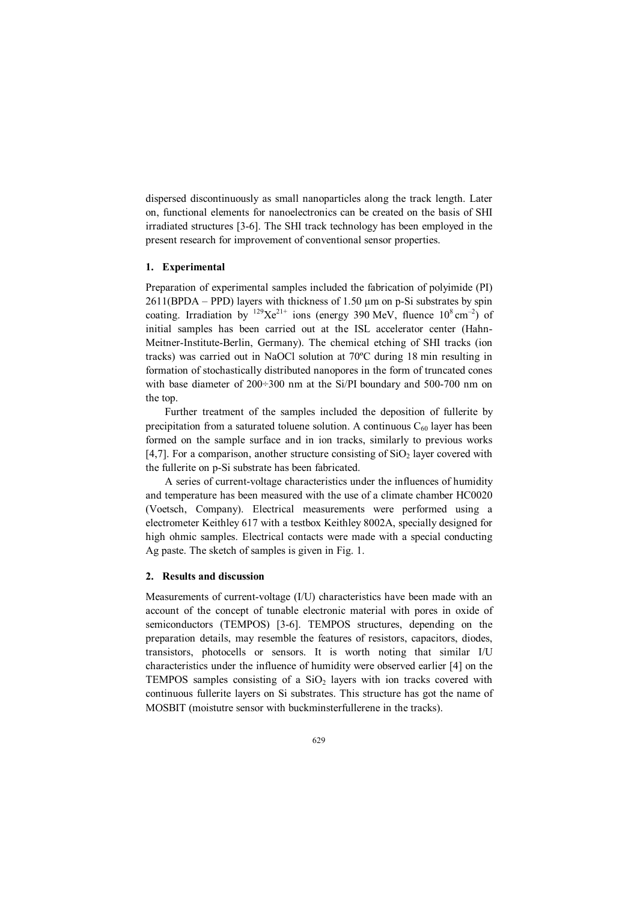dispersed discontinuously as small nanoparticles along the track length. Later on, functional elements for nanoelectronics can be created on the basis of SHI irradiated structures [3-6]. The SHI track technology has been employed in the present research for improvement of conventional sensor properties.

## 1. Experimental

Preparation of experimental samples included the fabrication of polyimide (PI) 2611(BPDA – PPD) layers with thickness of 1.50 µm on p-Si substrates by spin coating. Irradiation by $^{129}Xe^{21+}$ ions (energy 390 MeV, fluence $10^8\,cm^{-2}$) of initial samples has been carried out at the ISL accelerator center (Hahn-Meitner-Institute-Berlin, Germany). The chemical etching of SHI tracks (ion tracks) was carried out in NaOCl solution at 70ºC during 18 min resulting in formation of stochastically distributed nanopores in the form of truncated cones with base diameter of 200÷300 nm at the Si/PI boundary and 500-700 nm on the top.

Further treatment of the samples included the deposition of fullerite by precipitation from a saturated toluene solution. A continuous $C_{60}$ layer has been formed on the sample surface and in ion tracks, similarly to previous works [4,7]. For a comparison, another structure consisting of $SiO_2$ layer covered with the fullerite on p-Si substrate has been fabricated.

A series of current-voltage characteristics under the influences of humidity and temperature has been measured with the use of a climate chamber HC0020 (Voetsch, Company). Electrical measurements were performed using a electrometer Keithley 617 with a testbox Keithley 8002A, specially designed for high ohmic samples. Electrical contacts were made with a special conducting Ag paste. The sketch of samples is given in Fig. 1.

## 2. Results and discussion

Measurements of current-voltage (I/U) characteristics have been made with an account of the concept of tunable electronic material with pores in oxide of semiconductors (TEMPOS) [3-6]. TEMPOS structures, depending on the preparation details, may resemble the features of resistors, capacitors, diodes, transistors, photocells or sensors. It is worth noting that similar I/U characteristics under the influence of humidity were observed earlier [4] on the TEMPOS samples consisting of a $SiO_2$ layers with ion tracks covered with continuous fullerite layers on Si substrates. This structure has got the name of MOSBIT (moistutre sensor with buckminsterfullerene in the tracks).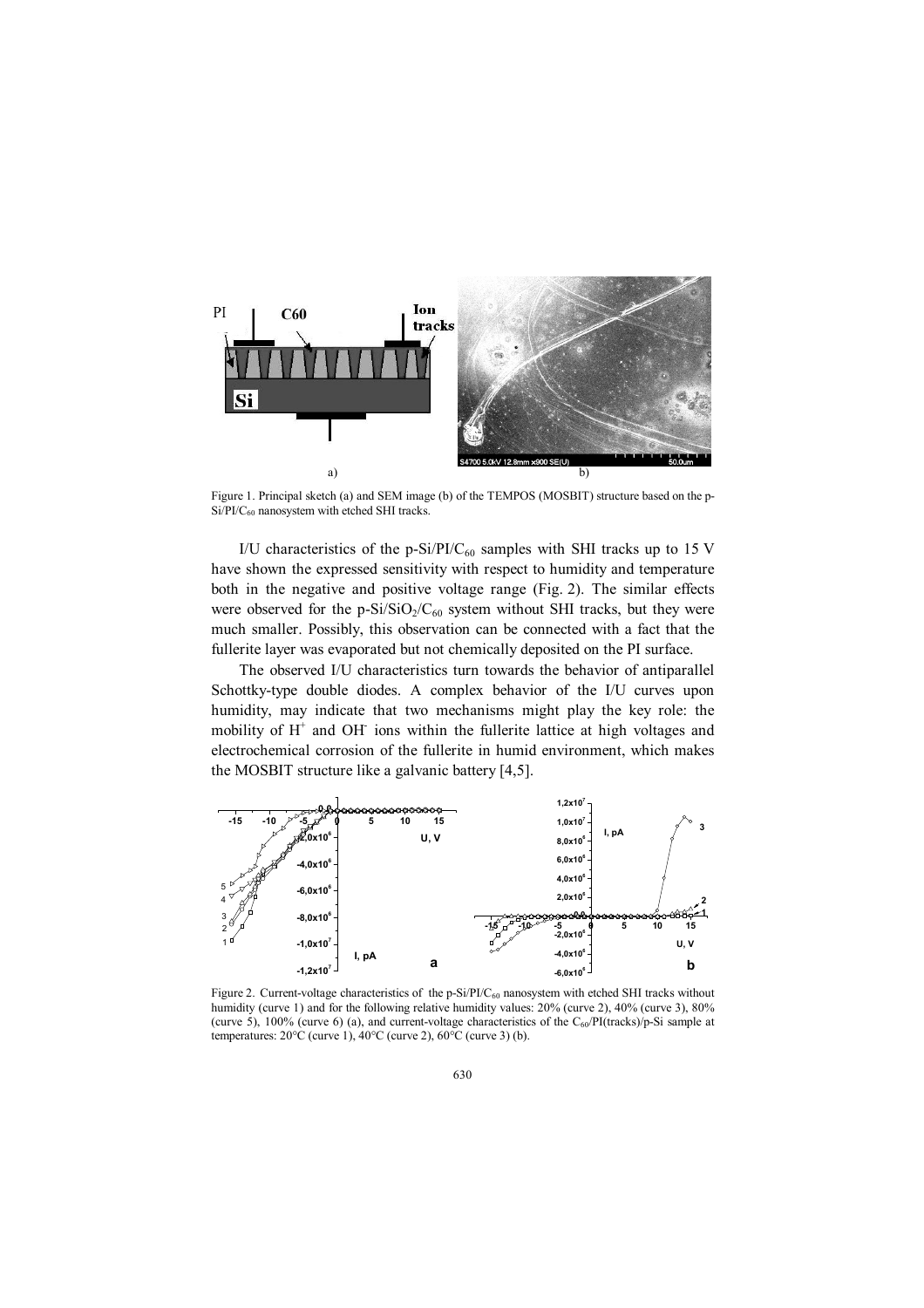Figure 1. Principal sketch (a) and SEM image (b) of the TEMPOS (MOSBIT) structure based on the p-Si/PI/$C_{60}$ nanosystem with etched SHI tracks.

I/U characteristics of the p-Si/PI/$C_{60}$ samples with SHI tracks up to 15 V have shown the expressed sensitivity with respect to humidity and temperature both in the negative and positive voltage range (Fig. 2). The similar effects were observed for the p-Si/$SiO_2$/$C_{60}$ system without SHI tracks, but they were much smaller. Possibly, this observation can be connected with a fact that the fullerite layer was evaporated but not chemically deposited on the PI surface.

The observed I/U characteristics turn towards the behavior of antiparallel Schottky-type double diodes. A complex behavior of the I/U curves upon humidity, may indicate that two mechanisms might play the key role: the mobility of $H^+$ and $OH^-$ ions within the fullerite lattice at high voltages and electrochemical corrosion of the fullerite in humid environment, which makes the MOSBIT structure like a galvanic battery [4,5].

Figure 2. Current-voltage characteristics of the p-Si/PI/$C_{60}$ nanosystem with etched SHI tracks without humidity (curve 1) and for the following relative humidity values: 20% (curve 2), 40% (curve 3), 80% (curve 5), 100% (curve 6) (a), and current-voltage characteristics of the $C_{60}$/PI(tracks)/p-Si sample at temperatures: 20°C (curve 1), 40°C (curve 2), 60°C (curve 3) (b).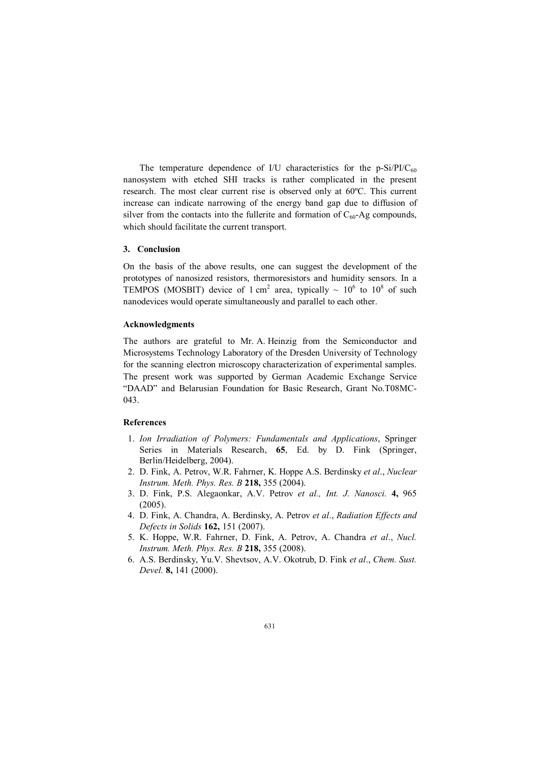The temperature dependence of I/U characteristics for the p-Si/PI/$C_{60}$ nanosystem with etched SHI tracks is rather complicated in the present research. The most clear current rise is observed only at 60ºC. This current increase can indicate narrowing of the energy band gap due to diffusion of silver from the contacts into the fullerite and formation of $C_{60}$-Ag compounds, which should facilitate the current transport.

## 3. Conclusion

On the basis of the above results, one can suggest the development of the prototypes of nanosized resistors, thermoresistors and humidity sensors. In a TEMPOS (MOSBIT) device of 1 $cm^2$ area, typically ~ $10^6$ to $10^8$ of such nanodevices would operate simultaneously and parallel to each other.

### Acknowledgments

The authors are grateful to Mr. A. Heinzig from the Semiconductor and Microsystems Technology Laboratory of the Dresden University of Technology for the scanning electron microscopy characterization of experimental samples. The present work was supported by German Academic Exchange Service "DAAD" and Belarusian Foundation for Basic Research, Grant No.T08MC-043.

### References

1. *Ion Irradiation of Polymers: Fundamentals and Applications*, Springer Series in Materials Research, **65**, Ed. by D. Fink (Springer, Berlin/Heidelberg, 2004).
2. D. Fink, A. Petrov, W.R. Fahrner, K. Hoppe A.S. Berdinsky *et al*., *Nuclear Instrum. Meth. Phys. Res. B* **218,** 355 (2004).
3. D. Fink, P.S. Alegaonkar, A.V. Petrov *et al., Int. J. Nanosci.* **4,** 965 (2005).
4. D. Fink, A. Chandra, A. Berdinsky, A. Petrov *et al*., *Radiation Effects and Defects in Solids* **162,** 151 (2007).
5. K. Hoppe, W.R. Fahrner, D. Fink, A. Petrov, A. Chandra *et al*., *Nucl. Instrum. Meth. Phys. Res. B* **218,** 355 (2008).
6. A.S. Berdinsky, Yu.V. Shevtsov, A.V. Okotrub, D. Fink *et al*., *Chem. Sust. Devel.* **8,** 141 (2000).